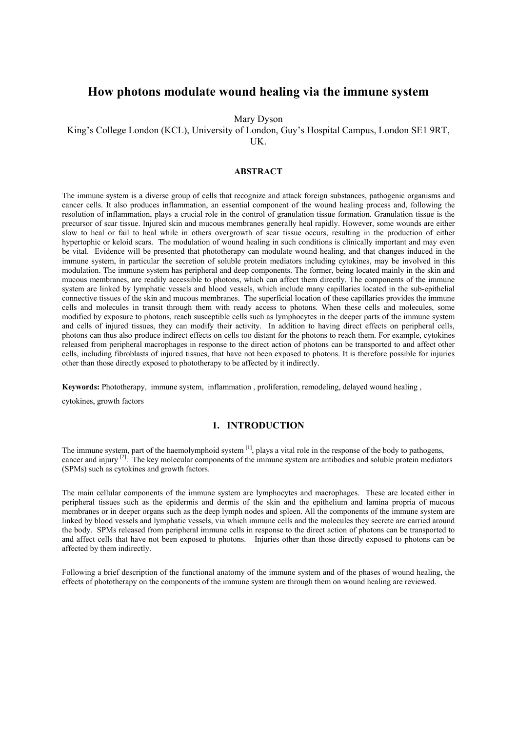# How photons modulate wound healing via the immune system

Mary Dyson

King's College London (KCL), University of London, Guy's Hospital Campus, London SE1 9RT, UK.

### ABSTRACT

The immune system is a diverse group of cells that recognize and attack foreign substances, pathogenic organisms and cancer cells. It also produces inflammation, an essential component of the wound healing process and, following the resolution of inflammation, plays a crucial role in the control of granulation tissue formation. Granulation tissue is the precursor of scar tissue. Injured skin and mucous membranes generally heal rapidly. However, some wounds are either slow to heal or fail to heal while in others overgrowth of scar tissue occurs, resulting in the production of either hypertophic or keloid scars. The modulation of wound healing in such conditions is clinically important and may even be vital. Evidence will be presented that phototherapy can modulate wound healing, and that changes induced in the immune system, in particular the secretion of soluble protein mediators including cytokines, may be involved in this modulation. The immune system has peripheral and deep components. The former, being located mainly in the skin and mucous membranes, are readily accessible to photons, which can affect them directly. The components of the immune system are linked by lymphatic vessels and blood vessels, which include many capillaries located in the sub-epithelial connective tissues of the skin and mucous membranes. The superficial location of these capillaries provides the immune cells and molecules in transit through them with ready access to photons. When these cells and molecules, some modified by exposure to photons, reach susceptible cells such as lymphocytes in the deeper parts of the immune system and cells of injured tissues, they can modify their activity. In addition to having direct effects on peripheral cells, photons can thus also produce indirect effects on cells too distant for the photons to reach them. For example, cytokines released from peripheral macrophages in response to the direct action of photons can be transported to and affect other cells, including fibroblasts of injured tissues, that have not been exposed to photons. It is therefore possible for injuries other than those directly exposed to phototherapy to be affected by it indirectly.

**Keywords:** Phototherapy, immune system, inflammation , proliferation, remodeling, delayed wound healing , cytokines, growth factors

## 1. INTRODUCTION

The immune system, part of the haemolymphoid system [1], plays a vital role in the response of the body to pathogens, cancer and injury [2]. The key molecular components of the immune system are antibodies and soluble protein mediators (SPMs) such as cytokines and growth factors.

The main cellular components of the immune system are lymphocytes and macrophages. These are located either in peripheral tissues such as the epidermis and dermis of the skin and the epithelium and lamina propria of mucous membranes or in deeper organs such as the deep lymph nodes and spleen. All the components of the immune system are linked by blood vessels and lymphatic vessels, via which immune cells and the molecules they secrete are carried around the body. SPMs released from peripheral immune cells in response to the direct action of photons can be transported to and affect cells that have not been exposed to photons. Injuries other than those directly exposed to photons can be affected by them indirectly.

Following a brief description of the functional anatomy of the immune system and of the phases of wound healing, the effects of phototherapy on the components of the immune system are through them on wound healing are reviewed.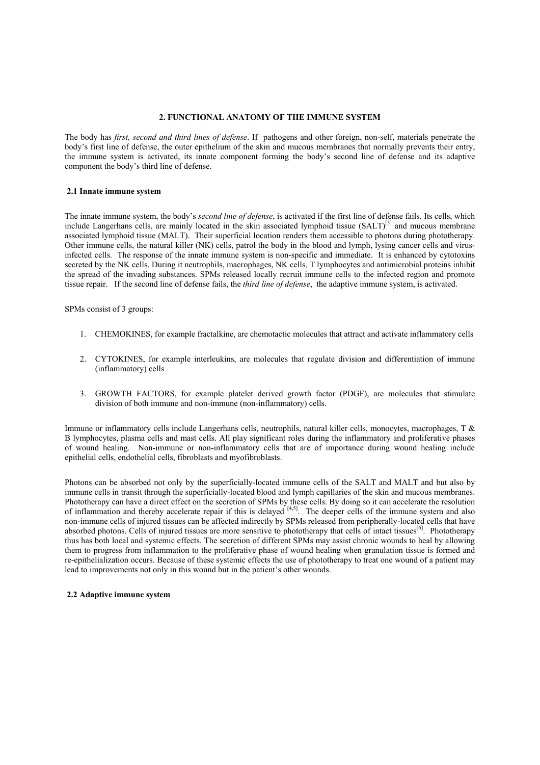## 2. FUNCTIONAL ANATOMY OF THE IMMUNE SYSTEM

The body has *first, second and third lines of defense*. If pathogens and other foreign, non-self, materials penetrate the body's first line of defense, the outer epithelium of the skin and mucous membranes that normally prevents their entry, the immune system is activated, its innate component forming the body's second line of defense and its adaptive component the body's third line of defense.

### 2.1 Innate immune system

The innate immune system, the body's *second line of defense*, is activated if the first line of defense fails. Its cells, which include Langerhans cells, are mainly located in the skin associated lymphoid tissue (SALT)[3] and mucous membrane associated lymphoid tissue (MALT). Their superficial location renders them accessible to photons during phototherapy. Other immune cells, the natural killer (NK) cells, patrol the body in the blood and lymph, lysing cancer cells and virus-infected cells. The response of the innate immune system is non-specific and immediate. It is enhanced by cytotoxins secreted by the NK cells. During it neutrophils, macrophages, NK cells, T lymphocytes and antimicrobial proteins inhibit the spread of the invading substances. SPMs released locally recruit immune cells to the infected region and promote tissue repair. If the second line of defense fails, the *third line of defense*, the adaptive immune system, is activated.

SPMs consist of 3 groups:

1. CHEMOKINES, for example fractalkine, are chemotactic molecules that attract and activate inflammatory cells
2. CYTOKINES, for example interleukins, are molecules that regulate division and differentiation of immune (inflammatory) cells
3. GROWTH FACTORS, for example platelet derived growth factor (PDGF), are molecules that stimulate division of both immune and non-immune (non-inflammatory) cells.

Immune or inflammatory cells include Langerhans cells, neutrophils, natural killer cells, monocytes, macrophages, T & B lymphocytes, plasma cells and mast cells. All play significant roles during the inflammatory and proliferative phases of wound healing. Non-immune or non-inflammatory cells that are of importance during wound healing include epithelial cells, endothelial cells, fibroblasts and myofibroblasts.

Photons can be absorbed not only by the superficially-located immune cells of the SALT and MALT and but also by immune cells in transit through the superficially-located blood and lymph capillaries of the skin and mucous membranes. Phototherapy can have a direct effect on the secretion of SPMs by these cells. By doing so it can accelerate the resolution of inflammation and thereby accelerate repair if this is delayed [4,5]. The deeper cells of the immune system and also non-immune cells of injured tissues can be affected indirectly by SPMs released from peripherally-located cells that have absorbed photons. Cells of injured tissues are more sensitive to phototherapy that cells of intact tissues[6]. Phototherapy thus has both local and systemic effects. The secretion of different SPMs may assist chronic wounds to heal by allowing them to progress from inflammation to the proliferative phase of wound healing when granulation tissue is formed and re-epithelialization occurs. Because of these systemic effects the use of phototherapy to treat one wound of a patient may lead to improvements not only in this wound but in the patient's other wounds.

### 2.2 Adaptive immune system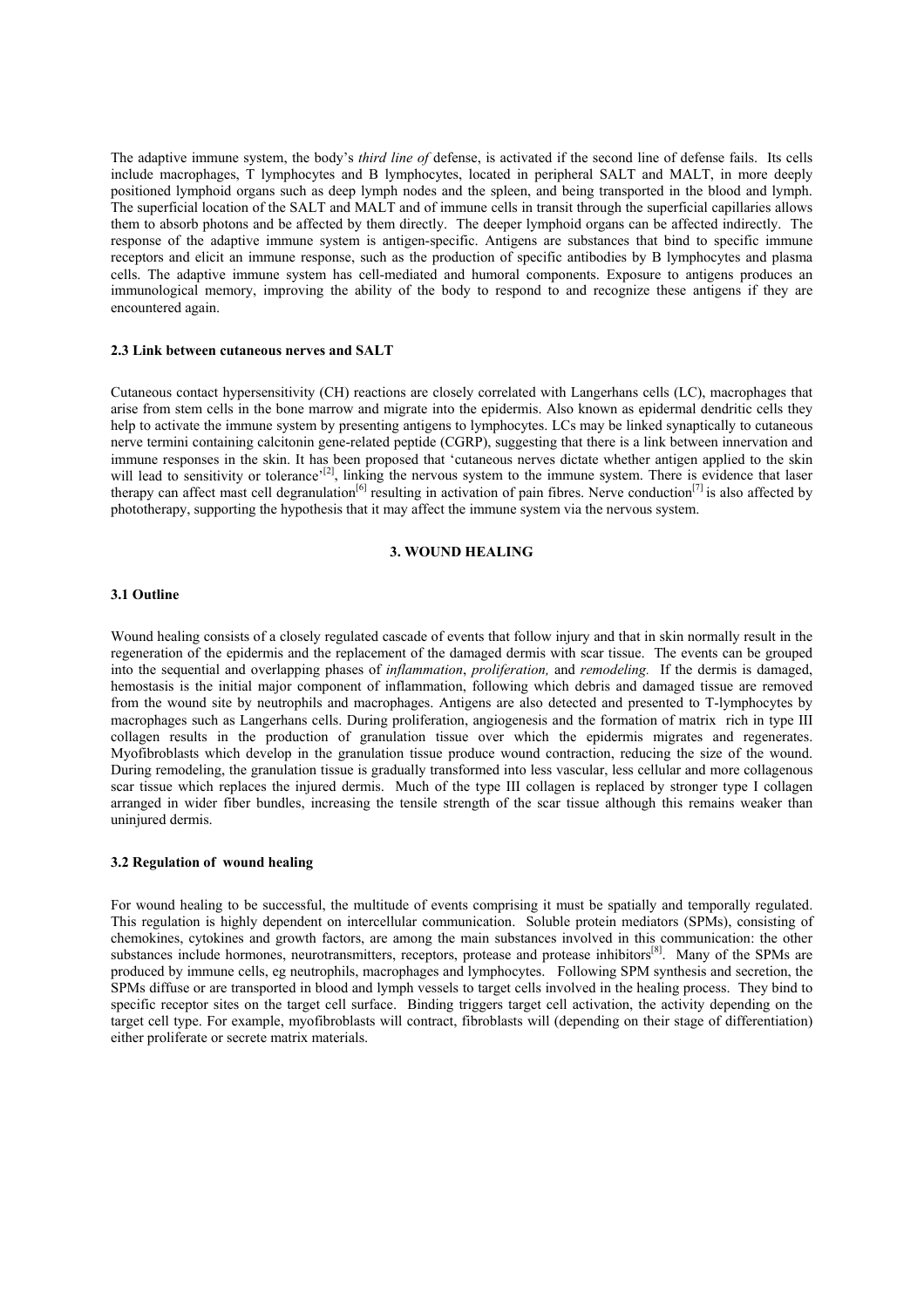The adaptive immune system, the body's *third line of* defense, is activated if the second line of defense fails. Its cells include macrophages, T lymphocytes and B lymphocytes, located in peripheral SALT and MALT, in more deeply positioned lymphoid organs such as deep lymph nodes and the spleen, and being transported in the blood and lymph. The superficial location of the SALT and MALT and of immune cells in transit through the superficial capillaries allows them to absorb photons and be affected by them directly. The deeper lymphoid organs can be affected indirectly. The response of the adaptive immune system is antigen-specific. Antigens are substances that bind to specific immune receptors and elicit an immune response, such as the production of specific antibodies by B lymphocytes and plasma cells. The adaptive immune system has cell-mediated and humoral components. Exposure to antigens produces an immunological memory, improving the ability of the body to respond to and recognize these antigens if they are encountered again.

### 2.3 Link between cutaneous nerves and SALT

Cutaneous contact hypersensitivity (CH) reactions are closely correlated with Langerhans cells (LC), macrophages that arise from stem cells in the bone marrow and migrate into the epidermis. Also known as epidermal dendritic cells they help to activate the immune system by presenting antigens to lymphocytes. LCs may be linked synaptically to cutaneous nerve termini containing calcitonin gene-related peptide (CGRP), suggesting that there is a link between innervation and immune responses in the skin. It has been proposed that 'cutaneous nerves dictate whether antigen applied to the skin will lead to sensitivity or tolerance'[2], linking the nervous system to the immune system. There is evidence that laser therapy can affect mast cell degranulation[6] resulting in activation of pain fibres. Nerve conduction[7] is also affected by phototherapy, supporting the hypothesis that it may affect the immune system via the nervous system.

## 3. WOUND HEALING

### 3.1 Outline

Wound healing consists of a closely regulated cascade of events that follow injury and that in skin normally result in the regeneration of the epidermis and the replacement of the damaged dermis with scar tissue. The events can be grouped into the sequential and overlapping phases of *inflammation*, *proliferation,* and *remodeling.* If the dermis is damaged, hemostasis is the initial major component of inflammation, following which debris and damaged tissue are removed from the wound site by neutrophils and macrophages. Antigens are also detected and presented to T-lymphocytes by macrophages such as Langerhans cells. During proliferation, angiogenesis and the formation of matrix rich in type III collagen results in the production of granulation tissue over which the epidermis migrates and regenerates. Myofibroblasts which develop in the granulation tissue produce wound contraction, reducing the size of the wound. During remodeling, the granulation tissue is gradually transformed into less vascular, less cellular and more collagenous scar tissue which replaces the injured dermis. Much of the type III collagen is replaced by stronger type I collagen arranged in wider fiber bundles, increasing the tensile strength of the scar tissue although this remains weaker than uninjured dermis.

### 3.2 Regulation of wound healing

For wound healing to be successful, the multitude of events comprising it must be spatially and temporally regulated. This regulation is highly dependent on intercellular communication. Soluble protein mediators (SPMs), consisting of chemokines, cytokines and growth factors, are among the main substances involved in this communication: the other substances include hormones, neurotransmitters, receptors, protease and protease inhibitors[8]. Many of the SPMs are produced by immune cells, eg neutrophils, macrophages and lymphocytes. Following SPM synthesis and secretion, the SPMs diffuse or are transported in blood and lymph vessels to target cells involved in the healing process. They bind to specific receptor sites on the target cell surface. Binding triggers target cell activation, the activity depending on the target cell type. For example, myofibroblasts will contract, fibroblasts will (depending on their stage of differentiation) either proliferate or secrete matrix materials.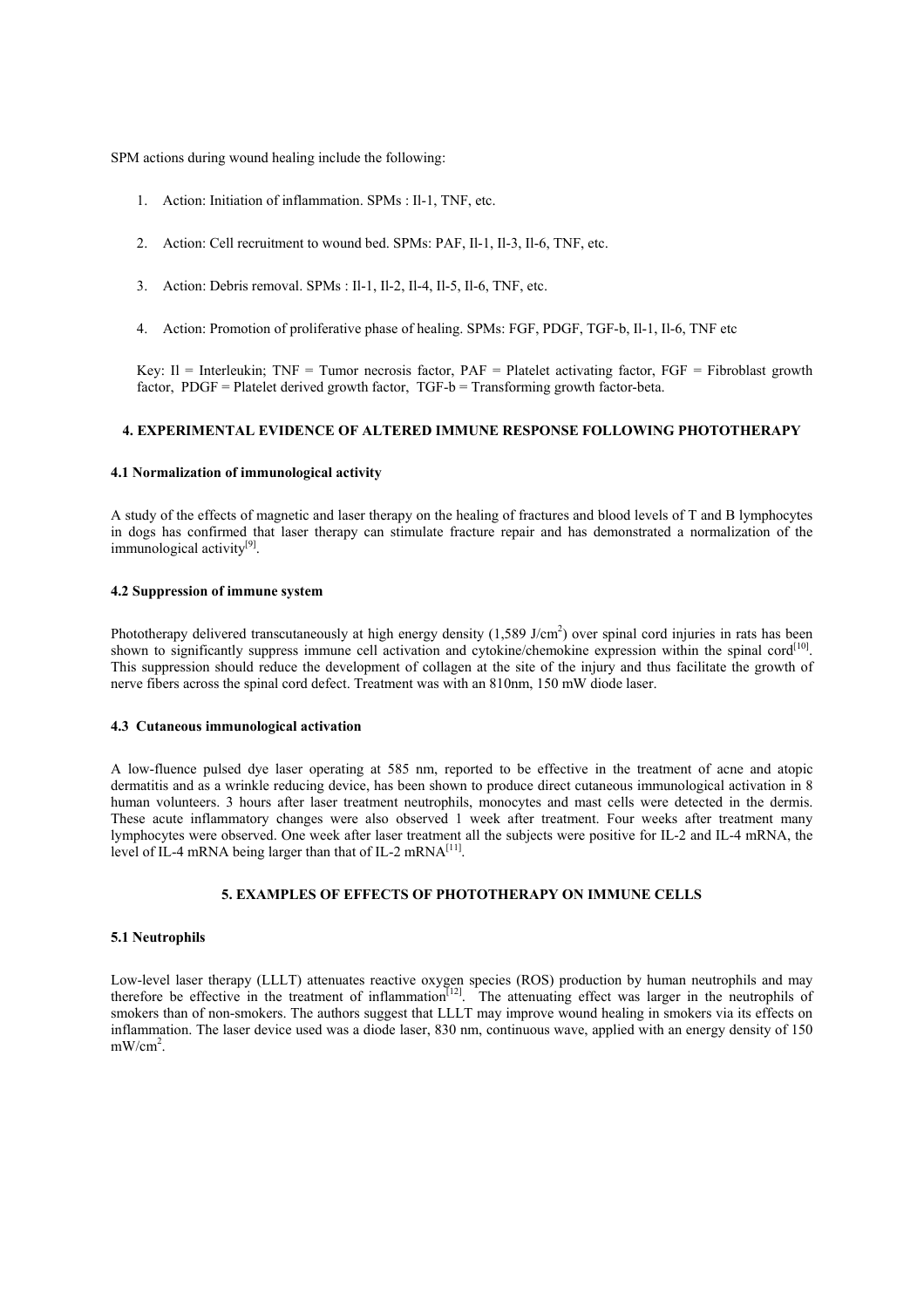SPM actions during wound healing include the following:

1. Action: Initiation of inflammation. SPMs : Il-1, TNF, etc.

2. Action: Cell recruitment to wound bed. SPMs: PAF, Il-1, Il-3, Il-6, TNF, etc.

3. Action: Debris removal. SPMs : Il-1, Il-2, Il-4, Il-5, Il-6, TNF, etc.

4. Action: Promotion of proliferative phase of healing. SPMs: FGF, PDGF, TGF-b, Il-1, Il-6, TNF etc

Key: Il = Interleukin; TNF = Tumor necrosis factor, PAF = Platelet activating factor, FGF = Fibroblast growth factor, PDGF = Platelet derived growth factor, TGF-b = Transforming growth factor-beta.

## 4. EXPERIMENTAL EVIDENCE OF ALTERED IMMUNE RESPONSE FOLLOWING PHOTOTHERAPY

### 4.1 Normalization of immunological activity

A study of the effects of magnetic and laser therapy on the healing of fractures and blood levels of T and B lymphocytes in dogs has confirmed that laser therapy can stimulate fracture repair and has demonstrated a normalization of the immunological activity[9].

### 4.2 Suppression of immune system

Phototherapy delivered transcutaneously at high energy density (1,589 J/cm$^2$) over spinal cord injuries in rats has been shown to significantly suppress immune cell activation and cytokine/chemokine expression within the spinal cord[10]. This suppression should reduce the development of collagen at the site of the injury and thus facilitate the growth of nerve fibers across the spinal cord defect. Treatment was with an 810nm, 150 mW diode laser.

### 4.3 Cutaneous immunological activation

A low-fluence pulsed dye laser operating at 585 nm, reported to be effective in the treatment of acne and atopic dermatitis and as a wrinkle reducing device, has been shown to produce direct cutaneous immunological activation in 8 human volunteers. 3 hours after laser treatment neutrophils, monocytes and mast cells were detected in the dermis. These acute inflammatory changes were also observed 1 week after treatment. Four weeks after treatment many lymphocytes were observed. One week after laser treatment all the subjects were positive for IL-2 and IL-4 mRNA, the level of IL-4 mRNA being larger than that of IL-2 mRNA[11].

## 5. EXAMPLES OF EFFECTS OF PHOTOTHERAPY ON IMMUNE CELLS

### 5.1 Neutrophils

Low-level laser therapy (LLLT) attenuates reactive oxygen species (ROS) production by human neutrophils and may therefore be effective in the treatment of inflammation[12]. The attenuating effect was larger in the neutrophils of smokers than of non-smokers. The authors suggest that LLLT may improve wound healing in smokers via its effects on inflammation. The laser device used was a diode laser, 830 nm, continuous wave, applied with an energy density of 150 mW/cm$^2$.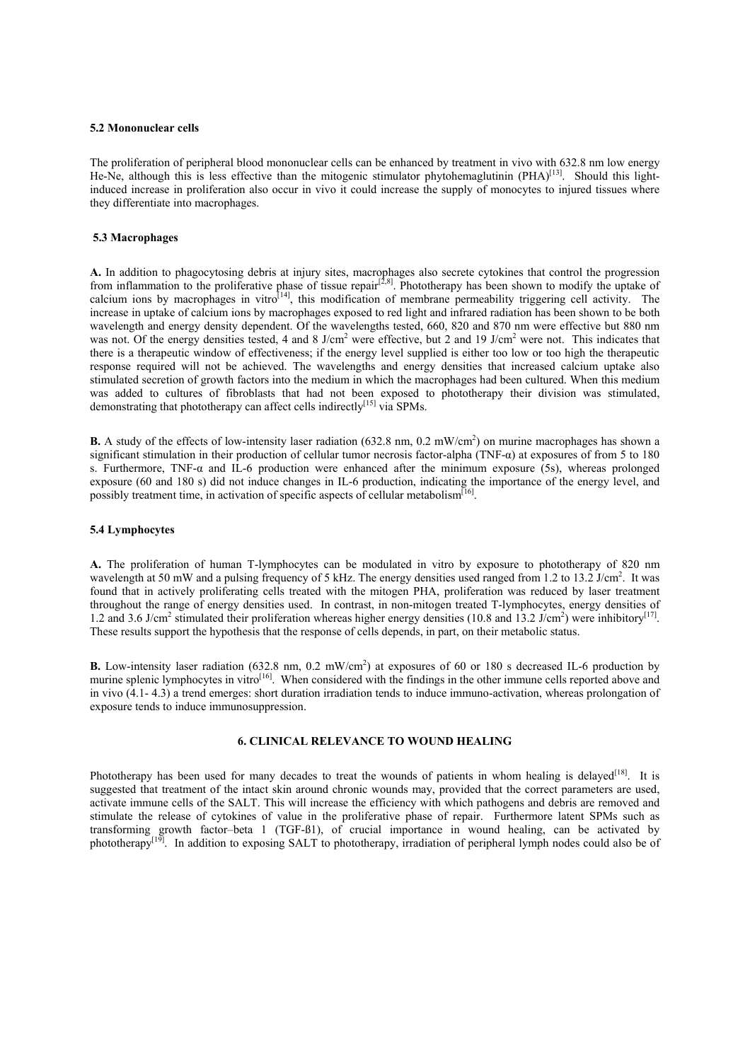### 5.2 Mononuclear cells

The proliferation of peripheral blood mononuclear cells can be enhanced by treatment in vivo with 632.8 nm low energy He-Ne, although this is less effective than the mitogenic stimulator phytohemaglutinin (PHA)[13]. Should this light-induced increase in proliferation also occur in vivo it could increase the supply of monocytes to injured tissues where they differentiate into macrophages.

### 5.3 Macrophages

**A.** In addition to phagocytosing debris at injury sites, macrophages also secrete cytokines that control the progression from inflammation to the proliferative phase of tissue repair[2,8]. Phototherapy has been shown to modify the uptake of calcium ions by macrophages in vitro[14], this modification of membrane permeability triggering cell activity. The increase in uptake of calcium ions by macrophages exposed to red light and infrared radiation has been shown to be both wavelength and energy density dependent. Of the wavelengths tested, 660, 820 and 870 nm were effective but 880 nm was not. Of the energy densities tested, 4 and 8 J/cm$^2$ were effective, but 2 and 19 J/cm$^2$ were not. This indicates that there is a therapeutic window of effectiveness; if the energy level supplied is either too low or too high the therapeutic response required will not be achieved. The wavelengths and energy densities that increased calcium uptake also stimulated secretion of growth factors into the medium in which the macrophages had been cultured. When this medium was added to cultures of fibroblasts that had not been exposed to phototherapy their division was stimulated, demonstrating that phototherapy can affect cells indirectly[15] via SPMs.

**B.** A study of the effects of low-intensity laser radiation (632.8 nm, 0.2 mW/cm$^2$) on murine macrophages has shown a significant stimulation in their production of cellular tumor necrosis factor-alpha (TNF-$\alpha$) at exposures of from 5 to 180 s. Furthermore, TNF-$\alpha$ and IL-6 production were enhanced after the minimum exposure (5s), whereas prolonged exposure (60 and 180 s) did not induce changes in IL-6 production, indicating the importance of the energy level, and possibly treatment time, in activation of specific aspects of cellular metabolism[16].

### 5.4 Lymphocytes

**A.** The proliferation of human T-lymphocytes can be modulated in vitro by exposure to phototherapy of 820 nm wavelength at 50 mW and a pulsing frequency of 5 kHz. The energy densities used ranged from 1.2 to 13.2 J/cm$^2$. It was found that in actively proliferating cells treated with the mitogen PHA, proliferation was reduced by laser treatment throughout the range of energy densities used. In contrast, in non-mitogen treated T-lymphocytes, energy densities of 1.2 and 3.6 J/cm$^2$ stimulated their proliferation whereas higher energy densities (10.8 and 13.2 J/cm$^2$) were inhibitory[17]. These results support the hypothesis that the response of cells depends, in part, on their metabolic status.

**B.** Low-intensity laser radiation (632.8 nm, 0.2 mW/cm$^2$) at exposures of 60 or 180 s decreased IL-6 production by murine splenic lymphocytes in vitro[16]. When considered with the findings in the other immune cells reported above and in vivo (4.1- 4.3) a trend emerges: short duration irradiation tends to induce immuno-activation, whereas prolongation of exposure tends to induce immunosuppression.

## 6. CLINICAL RELEVANCE TO WOUND HEALING

Phototherapy has been used for many decades to treat the wounds of patients in whom healing is delayed[18]. It is suggested that treatment of the intact skin around chronic wounds may, provided that the correct parameters are used, activate immune cells of the SALT. This will increase the efficiency with which pathogens and debris are removed and stimulate the release of cytokines of value in the proliferative phase of repair. Furthermore latent SPMs such as transforming growth factor–beta 1 (TGF-ß1), of crucial importance in wound healing, can be activated by phototherapy[19]. In addition to exposing SALT to phototherapy, irradiation of peripheral lymph nodes could also be of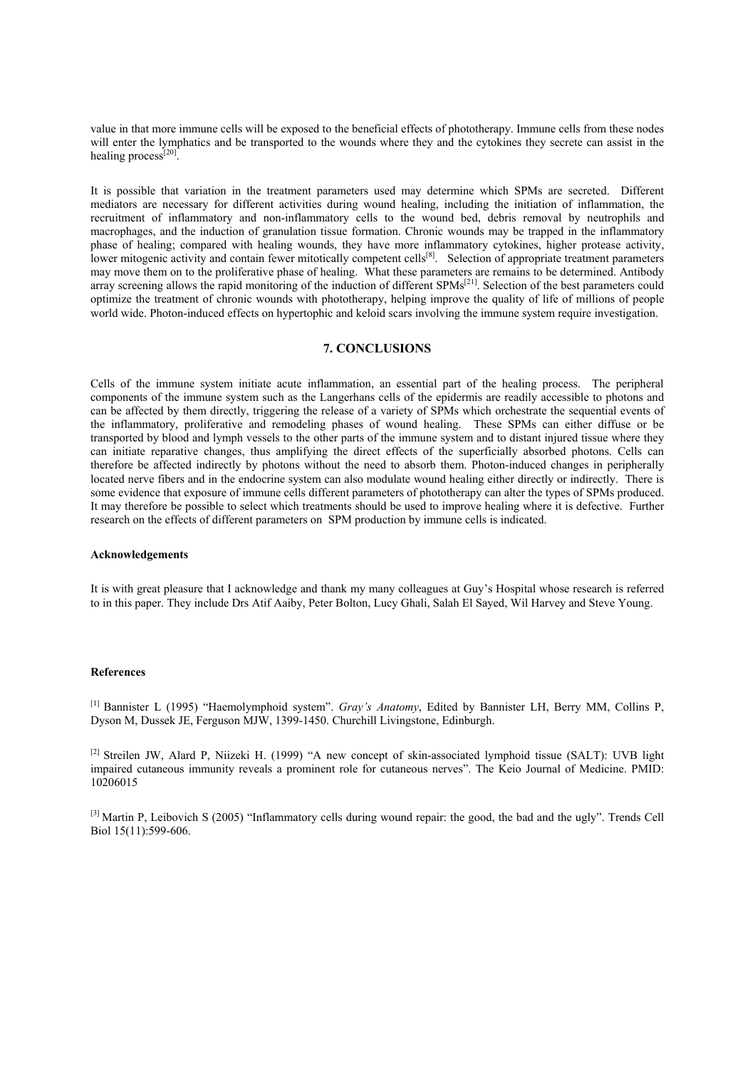value in that more immune cells will be exposed to the beneficial effects of phototherapy. Immune cells from these nodes will enter the lymphatics and be transported to the wounds where they and the cytokines they secrete can assist in the healing process[20].

It is possible that variation in the treatment parameters used may determine which SPMs are secreted. Different mediators are necessary for different activities during wound healing, including the initiation of inflammation, the recruitment of inflammatory and non-inflammatory cells to the wound bed, debris removal by neutrophils and macrophages, and the induction of granulation tissue formation. Chronic wounds may be trapped in the inflammatory phase of healing; compared with healing wounds, they have more inflammatory cytokines, higher protease activity, lower mitogenic activity and contain fewer mitotically competent cells[8]. Selection of appropriate treatment parameters may move them on to the proliferative phase of healing. What these parameters are remains to be determined. Antibody array screening allows the rapid monitoring of the induction of different SPMs[21]. Selection of the best parameters could optimize the treatment of chronic wounds with phototherapy, helping improve the quality of life of millions of people world wide. Photon-induced effects on hypertophic and keloid scars involving the immune system require investigation.

## 7. CONCLUSIONS

Cells of the immune system initiate acute inflammation, an essential part of the healing process. The peripheral components of the immune system such as the Langerhans cells of the epidermis are readily accessible to photons and can be affected by them directly, triggering the release of a variety of SPMs which orchestrate the sequential events of the inflammatory, proliferative and remodeling phases of wound healing. These SPMs can either diffuse or be transported by blood and lymph vessels to the other parts of the immune system and to distant injured tissue where they can initiate reparative changes, thus amplifying the direct effects of the superficially absorbed photons. Cells can therefore be affected indirectly by photons without the need to absorb them. Photon-induced changes in peripherally located nerve fibers and in the endocrine system can also modulate wound healing either directly or indirectly. There is some evidence that exposure of immune cells different parameters of phototherapy can alter the types of SPMs produced. It may therefore be possible to select which treatments should be used to improve healing where it is defective. Further research on the effects of different parameters on SPM production by immune cells is indicated.

#### Acknowledgements

It is with great pleasure that I acknowledge and thank my many colleagues at Guy's Hospital whose research is referred to in this paper. They include Drs Atif Aaiby, Peter Bolton, Lucy Ghali, Salah El Sayed, Wil Harvey and Steve Young.

#### References

[1] Bannister L (1995) "Haemolymphoid system". *Gray's Anatomy*, Edited by Bannister LH, Berry MM, Collins P, Dyson M, Dussek JE, Ferguson MJW, 1399-1450. Churchill Livingstone, Edinburgh.

[2] Streilen JW, Alard P, Niizeki H. (1999) "A new concept of skin-associated lymphoid tissue (SALT): UVB light impaired cutaneous immunity reveals a prominent role for cutaneous nerves". The Keio Journal of Medicine. PMID: 10206015

[3] Martin P, Leibovich S (2005) "Inflammatory cells during wound repair: the good, the bad and the ugly". Trends Cell Biol 15(11):599-606.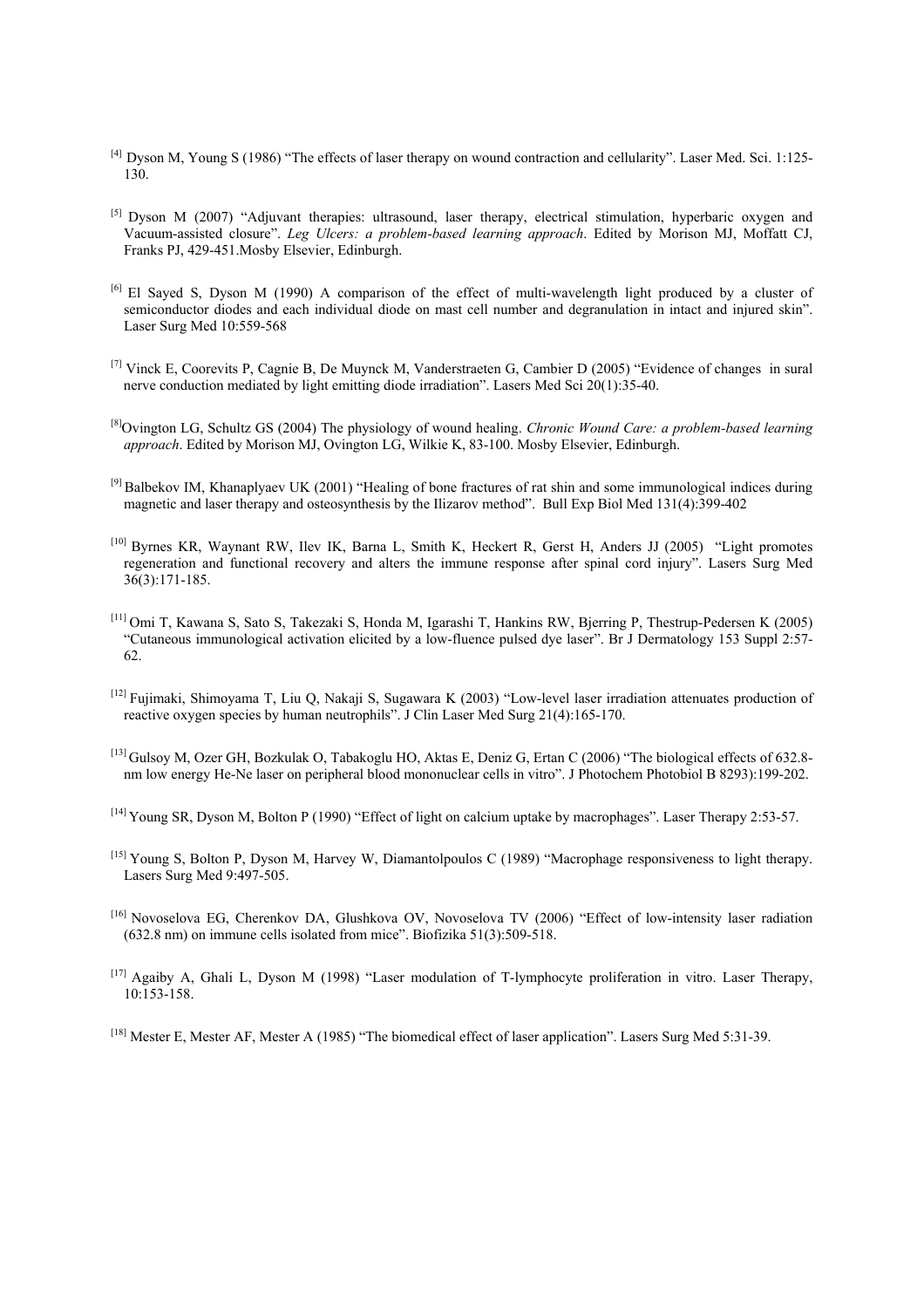[4] Dyson M, Young S (1986) "The effects of laser therapy on wound contraction and cellularity". Laser Med. Sci. 1:125-130.

[5] Dyson M (2007) "Adjuvant therapies: ultrasound, laser therapy, electrical stimulation, hyperbaric oxygen and Vacuum-assisted closure". *Leg Ulcers: a problem-based learning approach*. Edited by Morison MJ, Moffatt CJ, Franks PJ, 429-451.Mosby Elsevier, Edinburgh.

[6] El Sayed S, Dyson M (1990) A comparison of the effect of multi-wavelength light produced by a cluster of semiconductor diodes and each individual diode on mast cell number and degranulation in intact and injured skin". Laser Surg Med 10:559-568

[7] Vinck E, Coorevits P, Cagnie B, De Muynck M, Vanderstraeten G, Cambier D (2005) "Evidence of changes in sural nerve conduction mediated by light emitting diode irradiation". Lasers Med Sci 20(1):35-40.

[8]Ovington LG, Schultz GS (2004) The physiology of wound healing. *Chronic Wound Care: a problem-based learning approach*. Edited by Morison MJ, Ovington LG, Wilkie K, 83-100. Mosby Elsevier, Edinburgh.

[9] Balbekov IM, Khanaplyaev UK (2001) "Healing of bone fractures of rat shin and some immunological indices during magnetic and laser therapy and osteosynthesis by the Ilizarov method". Bull Exp Biol Med 131(4):399-402

[10] Byrnes KR, Waynant RW, Ilev IK, Barna L, Smith K, Heckert R, Gerst H, Anders JJ (2005) "Light promotes regeneration and functional recovery and alters the immune response after spinal cord injury". Lasers Surg Med 36(3):171-185.

[11] Omi T, Kawana S, Sato S, Takezaki S, Honda M, Igarashi T, Hankins RW, Bjerring P, Thestrup-Pedersen K (2005) "Cutaneous immunological activation elicited by a low-fluence pulsed dye laser". Br J Dermatology 153 Suppl 2:57-62.

[12] Fujimaki, Shimoyama T, Liu Q, Nakaji S, Sugawara K (2003) "Low-level laser irradiation attenuates production of reactive oxygen species by human neutrophils". J Clin Laser Med Surg 21(4):165-170.

[13] Gulsoy M, Ozer GH, Bozkulak O, Tabakoglu HO, Aktas E, Deniz G, Ertan C (2006) "The biological effects of 632.8-nm low energy He-Ne laser on peripheral blood mononuclear cells in vitro". J Photochem Photobiol B 8293):199-202.

[14] Young SR, Dyson M, Bolton P (1990) "Effect of light on calcium uptake by macrophages". Laser Therapy 2:53-57.

[15] Young S, Bolton P, Dyson M, Harvey W, Diamantolpoulos C (1989) "Macrophage responsiveness to light therapy. Lasers Surg Med 9:497-505.

[16] Novoselova EG, Cherenkov DA, Glushkova OV, Novoselova TV (2006) "Effect of low-intensity laser radiation (632.8 nm) on immune cells isolated from mice". Biofizika 51(3):509-518.

[17] Agaiby A, Ghali L, Dyson M (1998) "Laser modulation of T-lymphocyte proliferation in vitro. Laser Therapy, 10:153-158.

[18] Mester E, Mester AF, Mester A (1985) "The biomedical effect of laser application". Lasers Surg Med 5:31-39.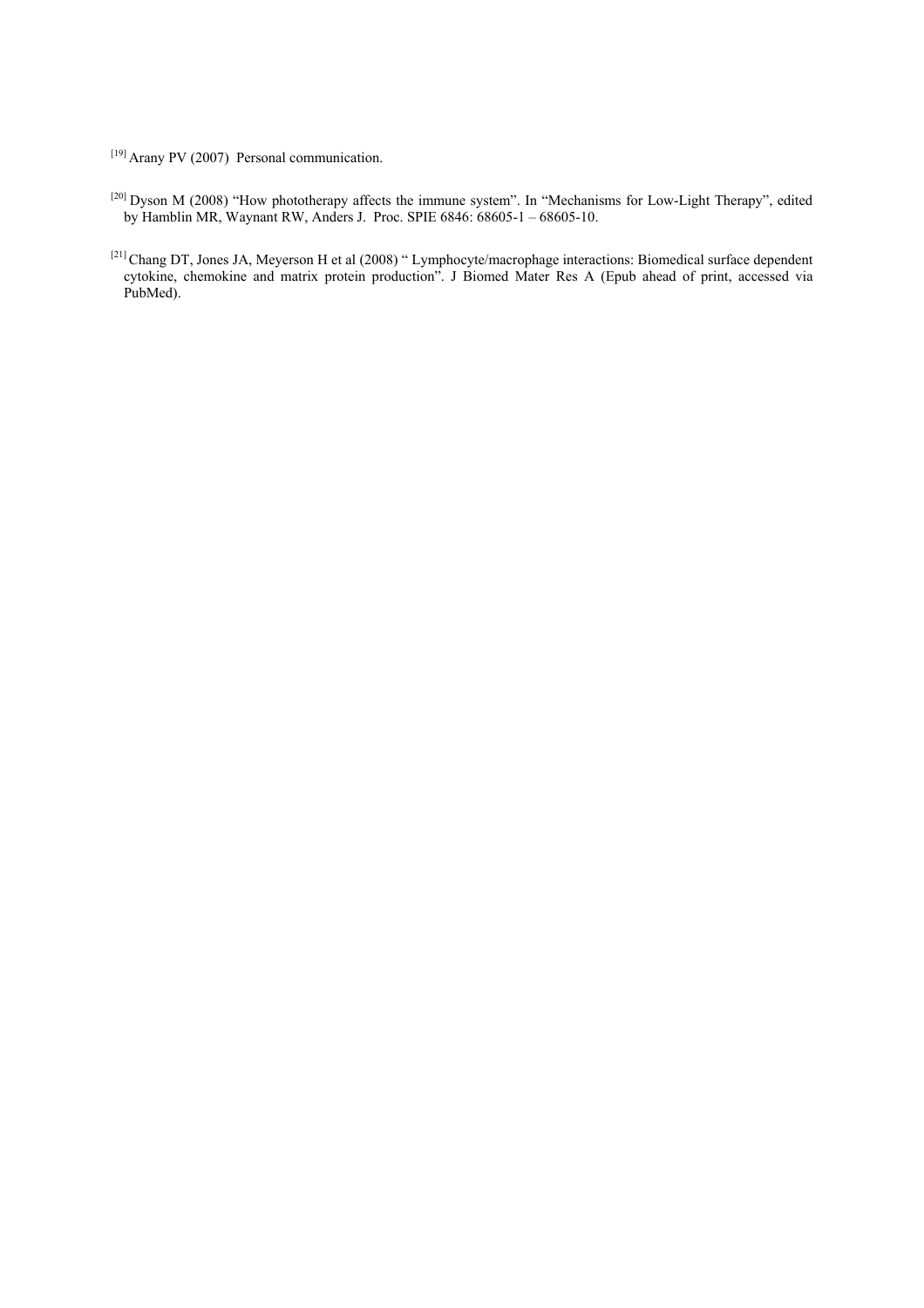[19] Arany PV (2007) Personal communication.

[20] Dyson M (2008) “How phototherapy affects the immune system”. In “Mechanisms for Low-Light Therapy”, edited by Hamblin MR, Waynant RW, Anders J. Proc. SPIE 6846: 68605-1 – 68605-10.

[21] Chang DT, Jones JA, Meyerson H et al (2008) “ Lymphocyte/macrophage interactions: Biomedical surface dependent cytokine, chemokine and matrix protein production”. J Biomed Mater Res A (Epub ahead of print, accessed via PubMed).